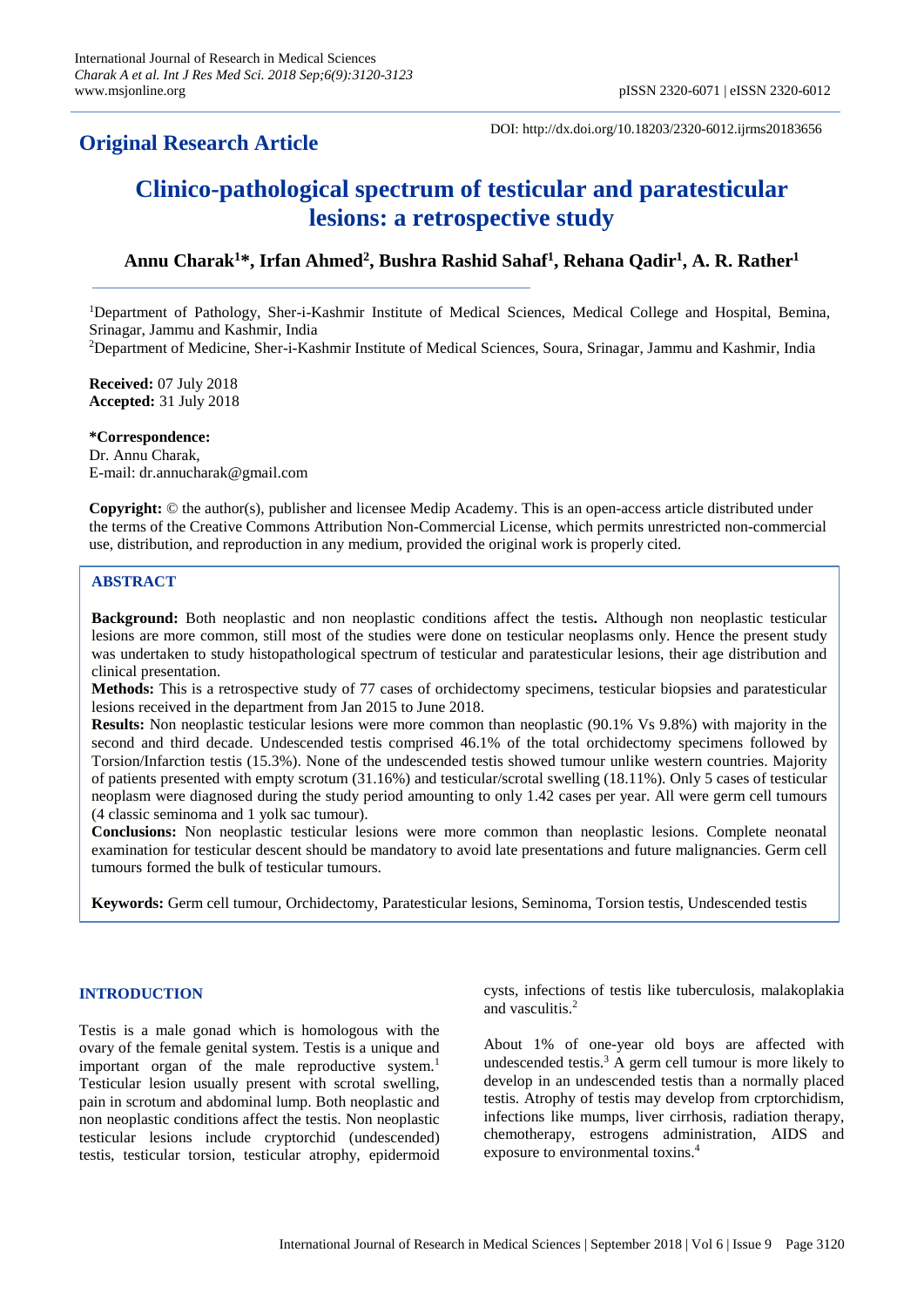## Original Research Article

DOI: http://dx.doi.org/10.18203/2320-6012.ijrms20183656

# Clinico-pathological spectrum of testicular and paratesticular lesions: a retrospective study

**Annu Charak[1]*, Irfan Ahmed[2], Bushra Rashid Sahaf[1], Rehana Qadir[1], A. R. Rather[1]**

[1]Department of Pathology, Sher-i-Kashmir Institute of Medical Sciences, Medical College and Hospital, Bemina, Srinagar, Jammu and Kashmir, India

[2]Department of Medicine, Sher-i-Kashmir Institute of Medical Sciences, Soura, Srinagar, Jammu and Kashmir, India

**Received:** 07 July 2018
**Accepted:** 31 July 2018

***Correspondence:**
Dr. Annu Charak,
E-mail: dr.annucharak@gmail.com

**Copyright:** © the author(s), publisher and licensee Medip Academy. This is an open-access article distributed under the terms of the Creative Commons Attribution Non-Commercial License, which permits unrestricted non-commercial use, distribution, and reproduction in any medium, provided the original work is properly cited.

## ABSTRACT

**Background:** Both neoplastic and non neoplastic conditions affect the testis**.** Although non neoplastic testicular lesions are more common, still most of the studies were done on testicular neoplasms only. Hence the present study was undertaken to study histopathological spectrum of testicular and paratesticular lesions, their age distribution and clinical presentation.

**Methods:** This is a retrospective study of 77 cases of orchidectomy specimens, testicular biopsies and paratesticular lesions received in the department from Jan 2015 to June 2018.

**Results:** Non neoplastic testicular lesions were more common than neoplastic (90.1% Vs 9.8%) with majority in the second and third decade. Undescended testis comprised 46.1% of the total orchidectomy specimens followed by Torsion/Infarction testis (15.3%). None of the undescended testis showed tumour unlike western countries. Majority of patients presented with empty scrotum (31.16%) and testicular/scrotal swelling (18.11%). Only 5 cases of testicular neoplasm were diagnosed during the study period amounting to only 1.42 cases per year. All were germ cell tumours (4 classic seminoma and 1 yolk sac tumour).

**Conclusions:** Non neoplastic testicular lesions were more common than neoplastic lesions. Complete neonatal examination for testicular descent should be mandatory to avoid late presentations and future malignancies. Germ cell tumours formed the bulk of testicular tumours.

**Keywords:** Germ cell tumour, Orchidectomy, Paratesticular lesions, Seminoma, Torsion testis, Undescended testis

## INTRODUCTION

Testis is a male gonad which is homologous with the ovary of the female genital system. Testis is a unique and important organ of the male reproductive system.[1] Testicular lesion usually present with scrotal swelling, pain in scrotum and abdominal lump. Both neoplastic and non neoplastic conditions affect the testis. Non neoplastic testicular lesions include cryptorchid (undescended) testis, testicular torsion, testicular atrophy, epidermoid cysts, infections of testis like tuberculosis, malakoplakia and vasculitis.[2]

About 1% of one-year old boys are affected with undescended testis.[3] A germ cell tumour is more likely to develop in an undescended testis than a normally placed testis. Atrophy of testis may develop from crptorchidism, infections like mumps, liver cirrhosis, radiation therapy, chemotherapy, estrogens administration, AIDS and exposure to environmental toxins.[4]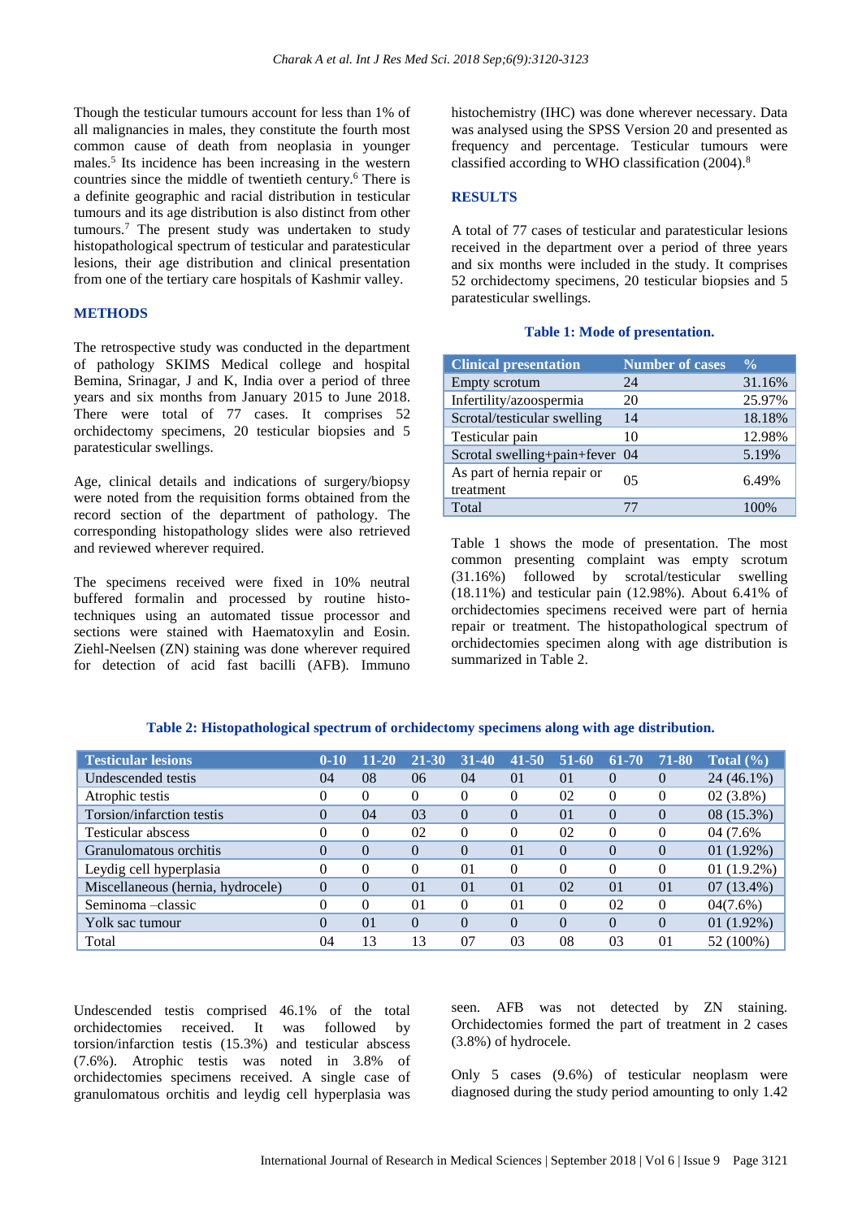Though the testicular tumours account for less than 1% of all malignancies in males, they constitute the fourth most common cause of death from neoplasia in younger males.[5] Its incidence has been increasing in the western countries since the middle of twentieth century.[6] There is a definite geographic and racial distribution in testicular tumours and its age distribution is also distinct from other tumours.[7] The present study was undertaken to study histopathological spectrum of testicular and paratesticular lesions, their age distribution and clinical presentation from one of the tertiary care hospitals of Kashmir valley.

## METHODS

The retrospective study was conducted in the department of pathology SKIMS Medical college and hospital Bemina, Srinagar, J and K, India over a period of three years and six months from January 2015 to June 2018. There were total of 77 cases. It comprises 52 orchidectomy specimens, 20 testicular biopsies and 5 paratesticular swellings.

Age, clinical details and indications of surgery/biopsy were noted from the requisition forms obtained from the record section of the department of pathology. The corresponding histopathology slides were also retrieved and reviewed wherever required.

The specimens received were fixed in 10% neutral buffered formalin and processed by routine histo-techniques using an automated tissue processor and sections were stained with Haematoxylin and Eosin. Ziehl-Neelsen (ZN) staining was done wherever required for detection of acid fast bacilli (AFB). Immuno histochemistry (IHC) was done wherever necessary. Data was analysed using the SPSS Version 20 and presented as frequency and percentage. Testicular tumours were classified according to WHO classification (2004).[8]

## RESULTS

A total of 77 cases of testicular and paratesticular lesions received in the department over a period of three years and six months were included in the study. It comprises 52 orchidectomy specimens, 20 testicular biopsies and 5 paratesticular swellings.

**Table 1: Mode of presentation.**

| Clinical presentation | Number of cases | % |
|---|---|---|
| Empty scrotum | 24 | 31.16% |
| Infertility/azoospermia | 20 | 25.97% |
| Scrotal/testicular swelling | 14 | 18.18% |
| Testicular pain | 10 | 12.98% |
| Scrotal swelling+pain+fever | 04 | 5.19% |
| As part of hernia repair or treatment | 05 | 6.49% |
| Total | 77 | 100% |

Table 1 shows the mode of presentation. The most common presenting complaint was empty scrotum (31.16%) followed by scrotal/testicular swelling (18.11%) and testicular pain (12.98%). About 6.41% of orchidectomies specimens received were part of hernia repair or treatment. The histopathological spectrum of orchidectomies specimen along with age distribution is summarized in Table 2.

**Table 2: Histopathological spectrum of orchidectomy specimens along with age distribution.**

| Testicular lesions | 0-10 | 11-20 | 21-30 | 31-40 | 41-50 | 51-60 | 61-70 | 71-80 | Total (%) |
|---|---|---|---|---|---|---|---|---|---|
| Undescended testis | 04 | 08 | 06 | 04 | 01 | 01 | 0 | 0 | 24 (46.1%) |
| Atrophic testis | 0 | 0 | 0 | 0 | 0 | 02 | 0 | 0 | 02 (3.8%) |
| Torsion/infarction testis | 0 | 04 | 03 | 0 | 0 | 01 | 0 | 0 | 08 (15.3%) |
| Testicular abscess | 0 | 0 | 02 | 0 | 0 | 02 | 0 | 0 | 04 (7.6% |
| Granulomatous orchitis | 0 | 0 | 0 | 0 | 01 | 0 | 0 | 0 | 01 (1.92%) |
| Leydig cell hyperplasia | 0 | 0 | 0 | 01 | 0 | 0 | 0 | 0 | 01 (1.9.2%) |
| Miscellaneous (hernia, hydrocele) | 0 | 0 | 01 | 01 | 01 | 02 | 01 | 01 | 07 (13.4%) |
| Seminoma –classic | 0 | 0 | 01 | 0 | 01 | 0 | 02 | 0 | 04(7.6%) |
| Yolk sac tumour | 0 | 01 | 0 | 0 | 0 | 0 | 0 | 0 | 01 (1.92%) |
| Total | 04 | 13 | 13 | 07 | 03 | 08 | 03 | 01 | 52 (100%) |

Undescended testis comprised 46.1% of the total orchidectomies received. It was followed by torsion/infarction testis (15.3%) and testicular abscess (7.6%). Atrophic testis was noted in 3.8% of orchidectomies specimens received. A single case of granulomatous orchitis and leydig cell hyperplasia was seen. AFB was not detected by ZN staining. Orchidectomies formed the part of treatment in 2 cases (3.8%) of hydrocele.

Only 5 cases (9.6%) of testicular neoplasm were diagnosed during the study period amounting to only 1.42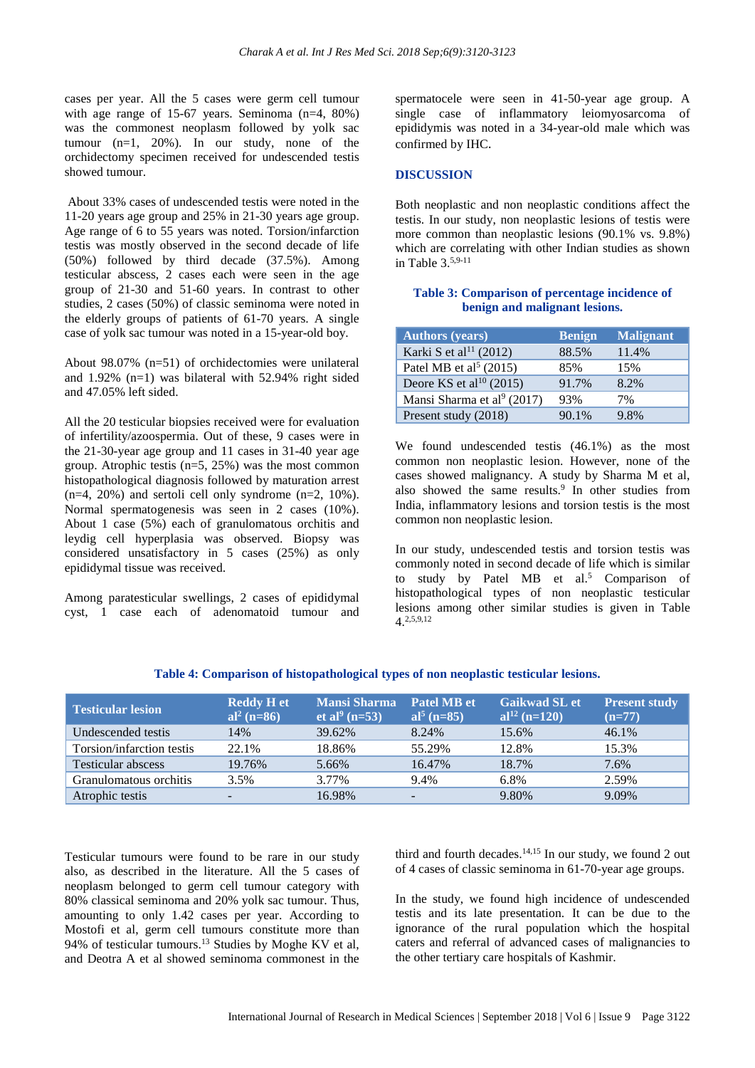cases per year. All the 5 cases were germ cell tumour with age range of 15-67 years. Seminoma (n=4, 80%) was the commonest neoplasm followed by yolk sac tumour (n=1, 20%). In our study, none of the orchidectomy specimen received for undescended testis showed tumour.

About 33% cases of undescended testis were noted in the 11-20 years age group and 25% in 21-30 years age group. Age range of 6 to 55 years was noted. Torsion/infarction testis was mostly observed in the second decade of life (50%) followed by third decade (37.5%). Among testicular abscess, 2 cases each were seen in the age group of 21-30 and 51-60 years. In contrast to other studies, 2 cases (50%) of classic seminoma were noted in the elderly groups of patients of 61-70 years. A single case of yolk sac tumour was noted in a 15-year-old boy.

About 98.07% (n=51) of orchidectomies were unilateral and 1.92% (n=1) was bilateral with 52.94% right sided and 47.05% left sided.

All the 20 testicular biopsies received were for evaluation of infertility/azoospermia. Out of these, 9 cases were in the 21-30-year age group and 11 cases in 31-40 year age group. Atrophic testis (n=5, 25%) was the most common histopathological diagnosis followed by maturation arrest (n=4, 20%) and sertoli cell only syndrome (n=2, 10%). Normal spermatogenesis was seen in 2 cases (10%). About 1 case (5%) each of granulomatous orchitis and leydig cell hyperplasia was observed. Biopsy was considered unsatisfactory in 5 cases (25%) as only epididymal tissue was received.

Among paratesticular swellings, 2 cases of epididymal cyst, 1 case each of adenomatoid tumour and spermatocele were seen in 41-50-year age group. A single case of inflammatory leiomyosarcoma of epididymis was noted in a 34-year-old male which was confirmed by IHC.

## DISCUSSION

Both neoplastic and non neoplastic conditions affect the testis. In our study, non neoplastic lesions of testis were more common than neoplastic lesions (90.1% vs. 9.8%) which are correlating with other Indian studies as shown in Table 3.[5,9-11]

**Table 3: Comparison of percentage incidence of benign and malignant lesions.**

| Authors (years) | Benign | Malignant |
|---|---|---|
| Karki S et al[11] (2012) | 88.5% | 11.4% |
| Patel MB et al[5] (2015) | 85% | 15% |
| Deore KS et al[10] (2015) | 91.7% | 8.2% |
| Mansi Sharma et al[9] (2017) | 93% | 7% |
| Present study (2018) | 90.1% | 9.8% |

We found undescended testis (46.1%) as the most common non neoplastic lesion. However, none of the cases showed malignancy. A study by Sharma M et al, also showed the same results.[9] In other studies from India, inflammatory lesions and torsion testis is the most common non neoplastic lesion.

In our study, undescended testis and torsion testis was commonly noted in second decade of life which is similar to study by Patel MB et al.[5] Comparison of histopathological types of non neoplastic testicular lesions among other similar studies is given in Table 4.[2,5,9,12]

**Table 4: Comparison of histopathological types of non neoplastic testicular lesions.**

| Testicular lesion | Reddy H et al[2] (n=86) | Mansi Sharma et al[9] (n=53) | Patel MB et al[5] (n=85) | Gaikwad SL et al[12] (n=120) | Present study (n=77) |
|---|---|---|---|---|---|
| Undescended testis | 14% | 39.62% | 8.24% | 15.6% | 46.1% |
| Torsion/infarction testis | 22.1% | 18.86% | 55.29% | 12.8% | 15.3% |
| Testicular abscess | 19.76% | 5.66% | 16.47% | 18.7% | 7.6% |
| Granulomatous orchitis | 3.5% | 3.77% | 9.4% | 6.8% | 2.59% |
| Atrophic testis | - | 16.98% | - | 9.80% | 9.09% |

Testicular tumours were found to be rare in our study also, as described in the literature. All the 5 cases of neoplasm belonged to germ cell tumour category with 80% classical seminoma and 20% yolk sac tumour. Thus, amounting to only 1.42 cases per year. According to Mostofi et al, germ cell tumours constitute more than 94% of testicular tumours.[13] Studies by Moghe KV et al, and Deotra A et al showed seminoma commonest in the third and fourth decades.[14,15] In our study, we found 2 out of 4 cases of classic seminoma in 61-70-year age groups.

In the study, we found high incidence of undescended testis and its late presentation. It can be due to the ignorance of the rural population which the hospital caters and referral of advanced cases of malignancies to the other tertiary care hospitals of Kashmir.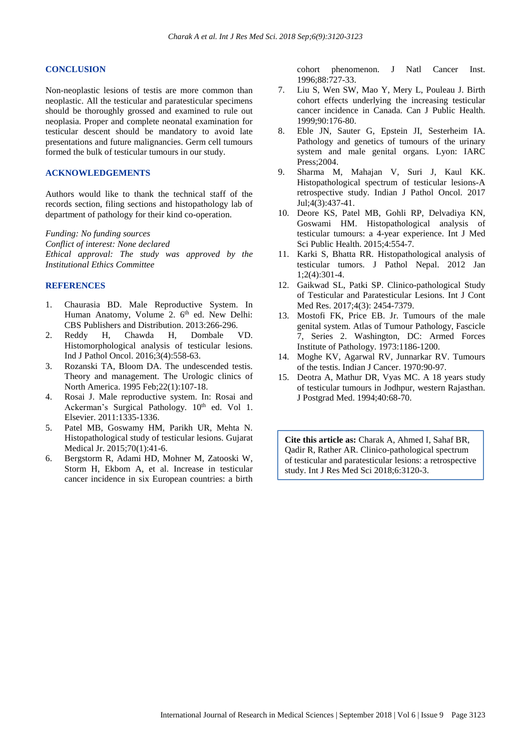## CONCLUSION

Non-neoplastic lesions of testis are more common than neoplastic. All the testicular and paratesticular specimens should be thoroughly grossed and examined to rule out neoplasia. Proper and complete neonatal examination for testicular descent should be mandatory to avoid late presentations and future malignancies. Germ cell tumours formed the bulk of testicular tumours in our study.

## ACKNOWLEDGEMENTS

Authors would like to thank the technical staff of the records section, filing sections and histopathology lab of department of pathology for their kind co-operation.

*Funding: No funding sources*
*Conflict of interest: None declared*
*Ethical approval: The study was approved by the Institutional Ethics Committee*

## REFERENCES

1. Chaurasia BD. Male Reproductive System. In Human Anatomy, Volume 2. 6th ed. New Delhi: CBS Publishers and Distribution. 2013:266-296.
2. Reddy H, Chawda H, Dombale VD. Histomorphological analysis of testicular lesions. Ind J Pathol Oncol. 2016;3(4):558-63.
3. Rozanski TA, Bloom DA. The undescended testis. Theory and management. The Urologic clinics of North America. 1995 Feb;22(1):107-18.
4. Rosai J. Male reproductive system. In: Rosai and Ackerman's Surgical Pathology. 10th ed. Vol 1. Elsevier. 2011:1335-1336.
5. Patel MB, Goswamy HM, Parikh UR, Mehta N. Histopathological study of testicular lesions. Gujarat Medical Jr. 2015;70(1):41-6.
6. Bergstorm R, Adami HD, Mohner M, Zatooski W, Storm H, Ekbom A, et al. Increase in testicular cancer incidence in six European countries: a birth cohort phenomenon. J Natl Cancer Inst. 1996;88:727-33.
7. Liu S, Wen SW, Mao Y, Mery L, Pouleau J. Birth cohort effects underlying the increasing testicular cancer incidence in Canada. Can J Public Health. 1999;90:176-80.
8. Eble JN, Sauter G, Epstein JI, Sesterheim IA. Pathology and genetics of tumours of the urinary system and male genital organs. Lyon: IARC Press;2004.
9. Sharma M, Mahajan V, Suri J, Kaul KK. Histopathological spectrum of testicular lesions-A retrospective study. Indian J Pathol Oncol. 2017 Jul;4(3):437-41.
10. Deore KS, Patel MB, Gohli RP, Delvadiya KN, Goswami HM. Histopathological analysis of testicular tumours: a 4-year experience. Int J Med Sci Public Health. 2015;4:554-7.
11. Karki S, Bhatta RR. Histopathological analysis of testicular tumors. J Pathol Nepal. 2012 Jan 1;2(4):301-4.
12. Gaikwad SL, Patki SP. Clinico-pathological Study of Testicular and Paratesticular Lesions. Int J Cont Med Res. 2017;4(3): 2454-7379.
13. Mostofi FK, Price EB. Jr. Tumours of the male genital system. Atlas of Tumour Pathology, Fascicle 7, Series 2. Washington, DC: Armed Forces Institute of Pathology. 1973:1186-1200.
14. Moghe KV, Agarwal RV, Junnarkar RV. Tumours of the testis. Indian J Cancer. 1970:90-97.
15. Deotra A, Mathur DR, Vyas MC. A 18 years study of testicular tumours in Jodhpur, western Rajasthan. J Postgrad Med. 1994;40:68-70.

**Cite this article as:** Charak A, Ahmed I, Sahaf BR, Qadir R, Rather AR. Clinico-pathological spectrum of testicular and paratesticular lesions: a retrospective study. Int J Res Med Sci 2018;6:3120-3.